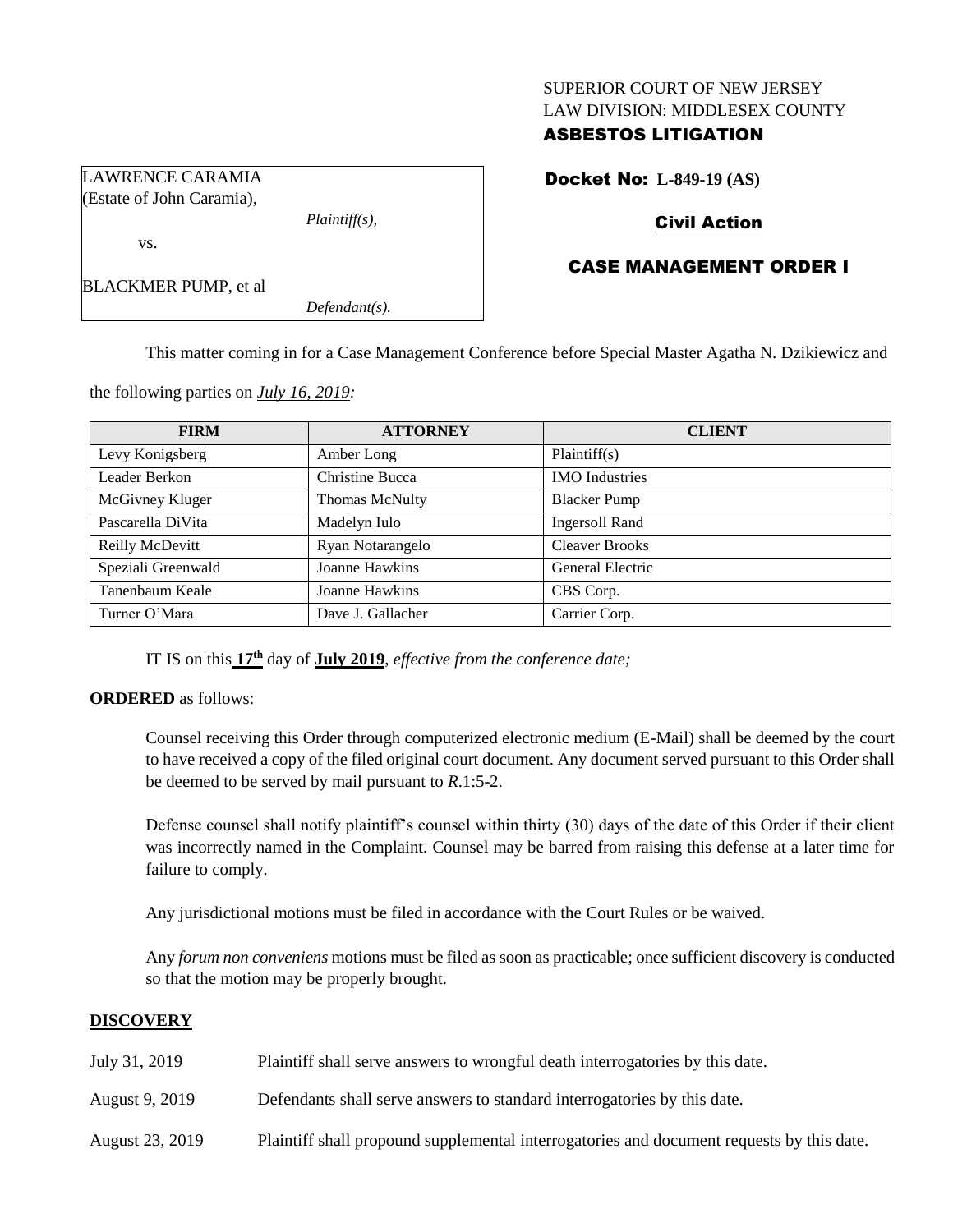SUPERIOR COURT OF NEW JERSEY
LAW DIVISION: MIDDLESEX COUNTY
**ASBESTOS LITIGATION**

LAWRENCE CARAMIA
(Estate of John Caramia),

*Plaintiff(s),*

vs.

BLACKMER PUMP, et al

*Defendant(s).*

**Docket No: L-849-19 (AS)**

**Civil Action**

**CASE MANAGEMENT ORDER I**

This matter coming in for a Case Management Conference before Special Master Agatha N. Dzikiewicz and the following parties on *July 16, 2019:*

| FIRM | ATTORNEY | CLIENT |
| --- | --- | --- |
| Levy Konigsberg | Amber Long | Plaintiff(s) |
| Leader Berkon | Christine Bucca | IMO Industries |
| McGivney Kluger | Thomas McNulty | Blacker Pump |
| Pascarella DiVita | Madelyn Iulo | Ingersoll Rand |
| Reilly McDevitt | Ryan Notarangelo | Cleaver Brooks |
| Speziali Greenwald | Joanne Hawkins | General Electric |
| Tanenbaum Keale | Joanne Hawkins | CBS Corp. |
| Turner O'Mara | Dave J. Gallacher | Carrier Corp. |

IT IS on this **17th** day of **July 2019**, *effective from the conference date;*

**ORDERED** as follows:

Counsel receiving this Order through computerized electronic medium (E-Mail) shall be deemed by the court to have received a copy of the filed original court document. Any document served pursuant to this Order shall be deemed to be served by mail pursuant to *R*.1:5-2.

Defense counsel shall notify plaintiff's counsel within thirty (30) days of the date of this Order if their client was incorrectly named in the Complaint. Counsel may be barred from raising this defense at a later time for failure to comply.

Any jurisdictional motions must be filed in accordance with the Court Rules or be waived.

Any *forum non conveniens* motions must be filed as soon as practicable; once sufficient discovery is conducted so that the motion may be properly brought.

## DISCOVERY

| | |
| --- | --- |
| July 31, 2019 | Plaintiff shall serve answers to wrongful death interrogatories by this date. |
| August 9, 2019 | Defendants shall serve answers to standard interrogatories by this date. |
| August 23, 2019 | Plaintiff shall propound supplemental interrogatories and document requests by this date. |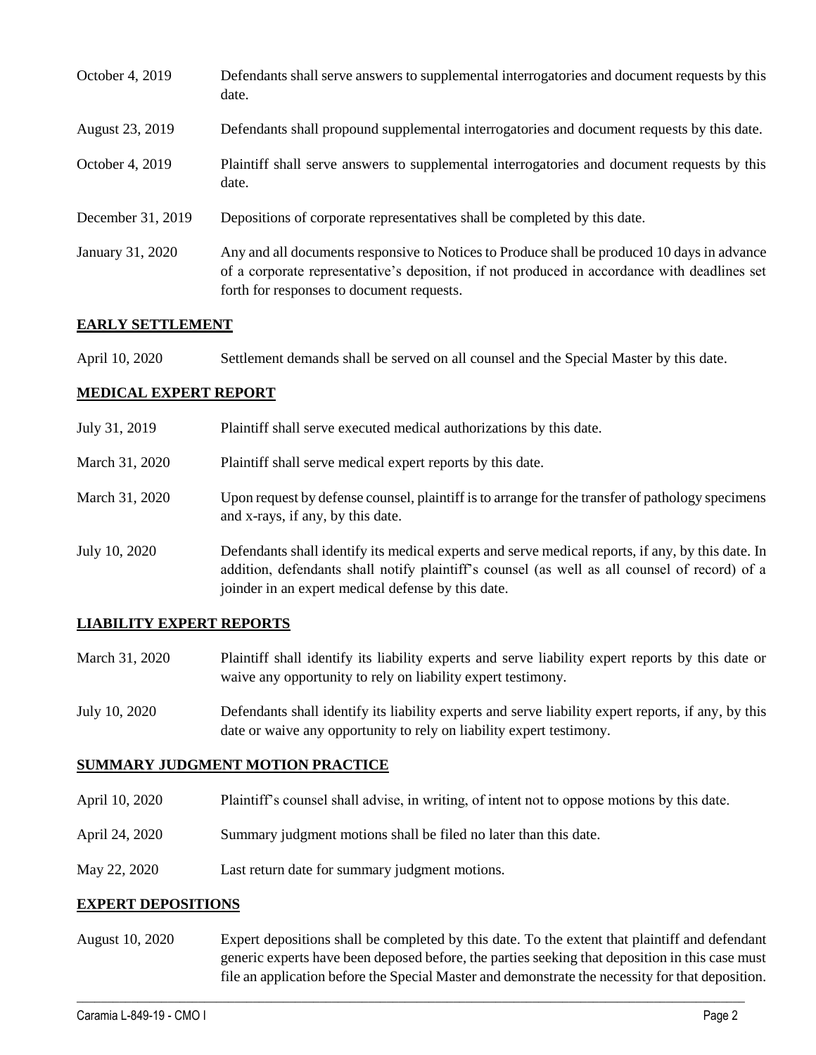| | |
|---|---|
| October 4, 2019 | Defendants shall serve answers to supplemental interrogatories and document requests by this date. |
| August 23, 2019 | Defendants shall propound supplemental interrogatories and document requests by this date. |
| October 4, 2019 | Plaintiff shall serve answers to supplemental interrogatories and document requests by this date. |
| December 31, 2019 | Depositions of corporate representatives shall be completed by this date. |
| January 31, 2020 | Any and all documents responsive to Notices to Produce shall be produced 10 days in advance of a corporate representative's deposition, if not produced in accordance with deadlines set forth for responses to document requests. |

## EARLY SETTLEMENT

| | |
|---|---|
| April 10, 2020 | Settlement demands shall be served on all counsel and the Special Master by this date. |

## MEDICAL EXPERT REPORT

| | |
|---|---|
| July 31, 2019 | Plaintiff shall serve executed medical authorizations by this date. |
| March 31, 2020 | Plaintiff shall serve medical expert reports by this date. |
| March 31, 2020 | Upon request by defense counsel, plaintiff is to arrange for the transfer of pathology specimens and x-rays, if any, by this date. |
| July 10, 2020 | Defendants shall identify its medical experts and serve medical reports, if any, by this date. In addition, defendants shall notify plaintiff's counsel (as well as all counsel of record) of a joinder in an expert medical defense by this date. |

## LIABILITY EXPERT REPORTS

| | |
|---|---|
| March 31, 2020 | Plaintiff shall identify its liability experts and serve liability expert reports by this date or waive any opportunity to rely on liability expert testimony. |
| July 10, 2020 | Defendants shall identify its liability experts and serve liability expert reports, if any, by this date or waive any opportunity to rely on liability expert testimony. |

## SUMMARY JUDGMENT MOTION PRACTICE

| | |
|---|---|
| April 10, 2020 | Plaintiff's counsel shall advise, in writing, of intent not to oppose motions by this date. |
| April 24, 2020 | Summary judgment motions shall be filed no later than this date. |
| May 22, 2020 | Last return date for summary judgment motions. |

## EXPERT DEPOSITIONS

| | |
|---|---|
| August 10, 2020 | Expert depositions shall be completed by this date. To the extent that plaintiff and defendant generic experts have been deposed before, the parties seeking that deposition in this case must file an application before the Special Master and demonstrate the necessity for that deposition. |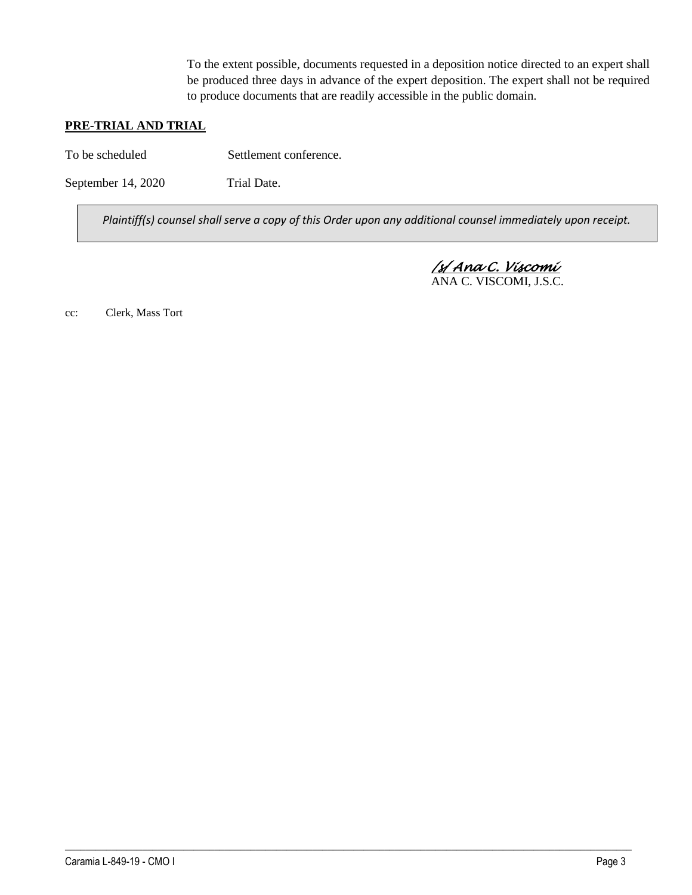To the extent possible, documents requested in a deposition notice directed to an expert shall be produced three days in advance of the expert deposition. The expert shall not be required to produce documents that are readily accessible in the public domain.

**PRE-TRIAL AND TRIAL**

| | |
|---|---|
| To be scheduled | Settlement conference. |
| September 14, 2020 | Trial Date. |

*Plaintiff(s) counsel shall serve a copy of this Order upon any additional counsel immediately upon receipt.*

/s/ Ana C. Viscomi
ANA C. VISCOMI, J.S.C.

cc: Clerk, Mass Tort